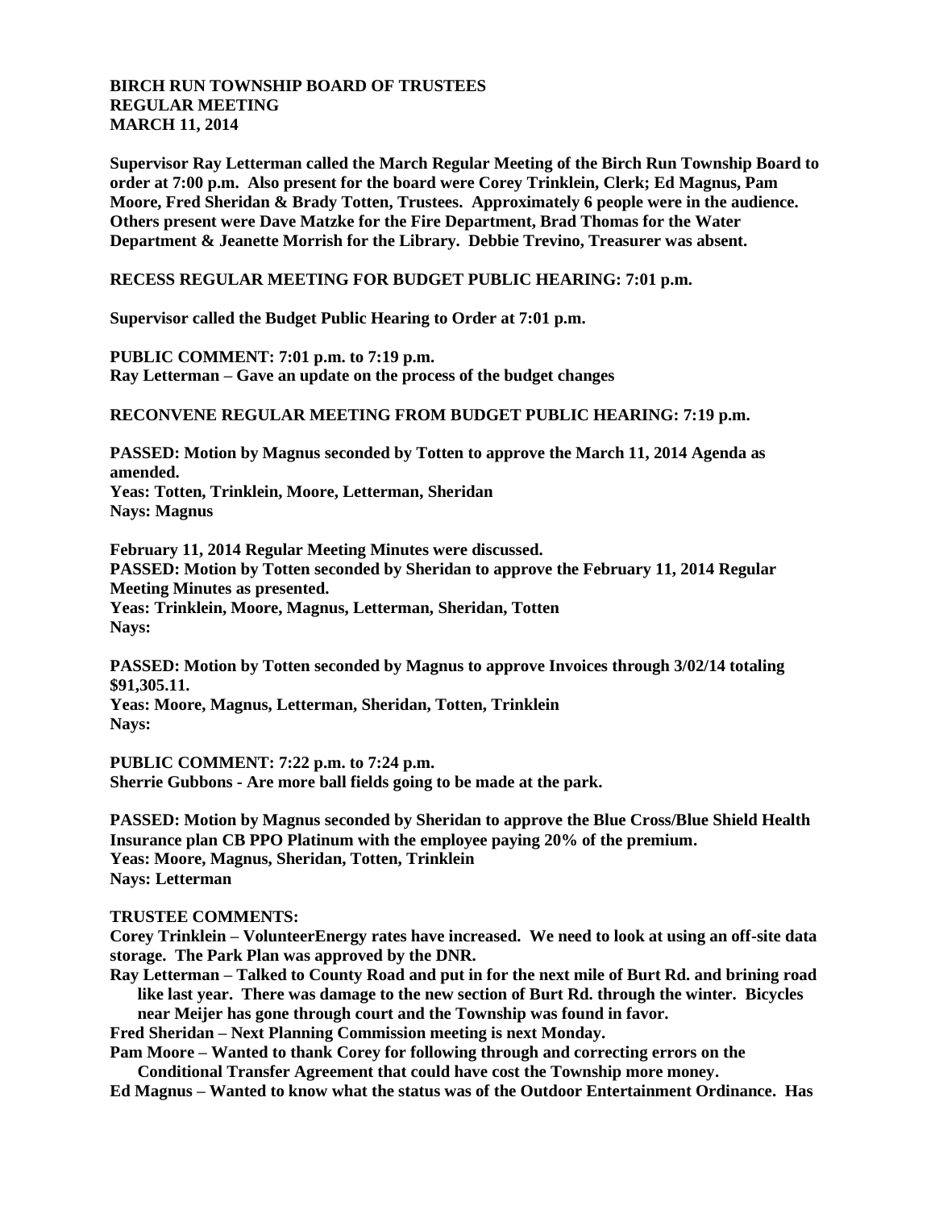**BIRCH RUN TOWNSHIP BOARD OF TRUSTEES**
**REGULAR MEETING**
**MARCH 11, 2014**

**Supervisor Ray Letterman called the March Regular Meeting of the Birch Run Township Board to order at 7:00 p.m. Also present for the board were Corey Trinklein, Clerk; Ed Magnus, Pam Moore, Fred Sheridan & Brady Totten, Trustees. Approximately 6 people were in the audience. Others present were Dave Matzke for the Fire Department, Brad Thomas for the Water Department & Jeanette Morrish for the Library. Debbie Trevino, Treasurer was absent.**

**RECESS REGULAR MEETING FOR BUDGET PUBLIC HEARING: 7:01 p.m.**

**Supervisor called the Budget Public Hearing to Order at 7:01 p.m.**

**PUBLIC COMMENT: 7:01 p.m. to 7:19 p.m.**
**Ray Letterman – Gave an update on the process of the budget changes**

**RECONVENE REGULAR MEETING FROM BUDGET PUBLIC HEARING: 7:19 p.m.**

**PASSED: Motion by Magnus seconded by Totten to approve the March 11, 2014 Agenda as amended.**
**Yeas: Totten, Trinklein, Moore, Letterman, Sheridan**
**Nays: Magnus**

**February 11, 2014 Regular Meeting Minutes were discussed.**
**PASSED: Motion by Totten seconded by Sheridan to approve the February 11, 2014 Regular Meeting Minutes as presented.**
**Yeas: Trinklein, Moore, Magnus, Letterman, Sheridan, Totten**
**Nays:**

**PASSED: Motion by Totten seconded by Magnus to approve Invoices through 3/02/14 totaling $91,305.11.**
**Yeas: Moore, Magnus, Letterman, Sheridan, Totten, Trinklein**
**Nays:**

**PUBLIC COMMENT: 7:22 p.m. to 7:24 p.m.**
**Sherrie Gubbons - Are more ball fields going to be made at the park.**

**PASSED: Motion by Magnus seconded by Sheridan to approve the Blue Cross/Blue Shield Health Insurance plan CB PPO Platinum with the employee paying 20% of the premium.**
**Yeas: Moore, Magnus, Sheridan, Totten, Trinklein**
**Nays: Letterman**

**TRUSTEE COMMENTS:**
**Corey Trinklein – VolunteerEnergy rates have increased. We need to look at using an off-site data storage. The Park Plan was approved by the DNR.**
**Ray Letterman – Talked to County Road and put in for the next mile of Burt Rd. and brining road like last year. There was damage to the new section of Burt Rd. through the winter. Bicycles near Meijer has gone through court and the Township was found in favor.**
**Fred Sheridan – Next Planning Commission meeting is next Monday.**
**Pam Moore – Wanted to thank Corey for following through and correcting errors on the Conditional Transfer Agreement that could have cost the Township more money.**
**Ed Magnus – Wanted to know what the status was of the Outdoor Entertainment Ordinance. Has**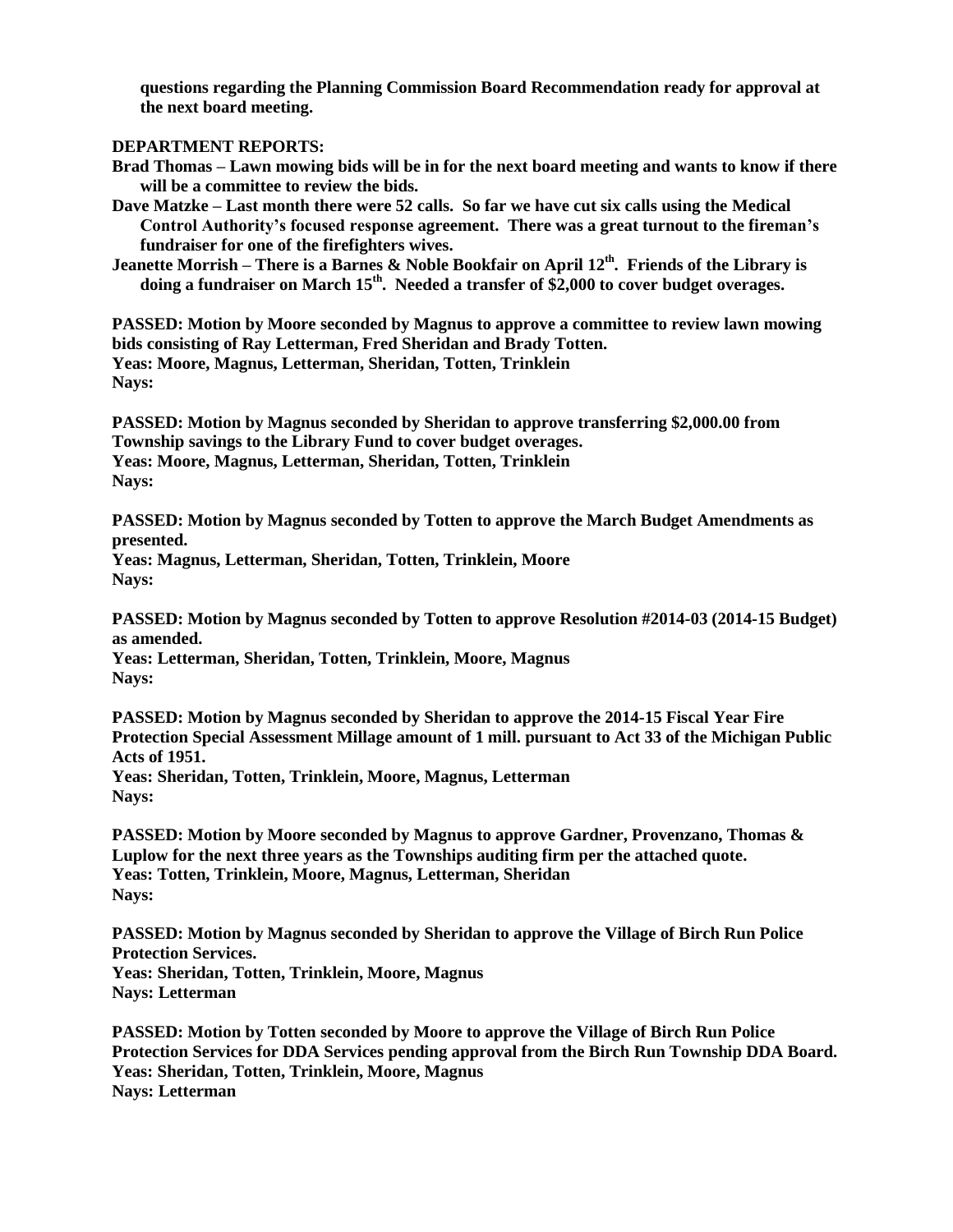**questions regarding the Planning Commission Board Recommendation ready for approval at the next board meeting.**

**DEPARTMENT REPORTS:**

**Brad Thomas – Lawn mowing bids will be in for the next board meeting and wants to know if there will be a committee to review the bids.**

**Dave Matzke – Last month there were 52 calls. So far we have cut six calls using the Medical Control Authority's focused response agreement. There was a great turnout to the fireman's fundraiser for one of the firefighters wives.**

**Jeanette Morrish – There is a Barnes & Noble Bookfair on April 12th. Friends of the Library is doing a fundraiser on March 15th. Needed a transfer of $2,000 to cover budget overages.**

**PASSED: Motion by Moore seconded by Magnus to approve a committee to review lawn mowing bids consisting of Ray Letterman, Fred Sheridan and Brady Totten.**
**Yeas: Moore, Magnus, Letterman, Sheridan, Totten, Trinklein**
**Nays:**

**PASSED: Motion by Magnus seconded by Sheridan to approve transferring $2,000.00 from Township savings to the Library Fund to cover budget overages.**
**Yeas: Moore, Magnus, Letterman, Sheridan, Totten, Trinklein**
**Nays:**

**PASSED: Motion by Magnus seconded by Totten to approve the March Budget Amendments as presented.**
**Yeas: Magnus, Letterman, Sheridan, Totten, Trinklein, Moore**
**Nays:**

**PASSED: Motion by Magnus seconded by Totten to approve Resolution #2014-03 (2014-15 Budget) as amended.**
**Yeas: Letterman, Sheridan, Totten, Trinklein, Moore, Magnus**
**Nays:**

**PASSED: Motion by Magnus seconded by Sheridan to approve the 2014-15 Fiscal Year Fire Protection Special Assessment Millage amount of 1 mill. pursuant to Act 33 of the Michigan Public Acts of 1951.**
**Yeas: Sheridan, Totten, Trinklein, Moore, Magnus, Letterman**
**Nays:**

**PASSED: Motion by Moore seconded by Magnus to approve Gardner, Provenzano, Thomas & Luplow for the next three years as the Townships auditing firm per the attached quote.**
**Yeas: Totten, Trinklein, Moore, Magnus, Letterman, Sheridan**
**Nays:**

**PASSED: Motion by Magnus seconded by Sheridan to approve the Village of Birch Run Police Protection Services.**
**Yeas: Sheridan, Totten, Trinklein, Moore, Magnus**
**Nays: Letterman**

**PASSED: Motion by Totten seconded by Moore to approve the Village of Birch Run Police Protection Services for DDA Services pending approval from the Birch Run Township DDA Board.**
**Yeas: Sheridan, Totten, Trinklein, Moore, Magnus**
**Nays: Letterman**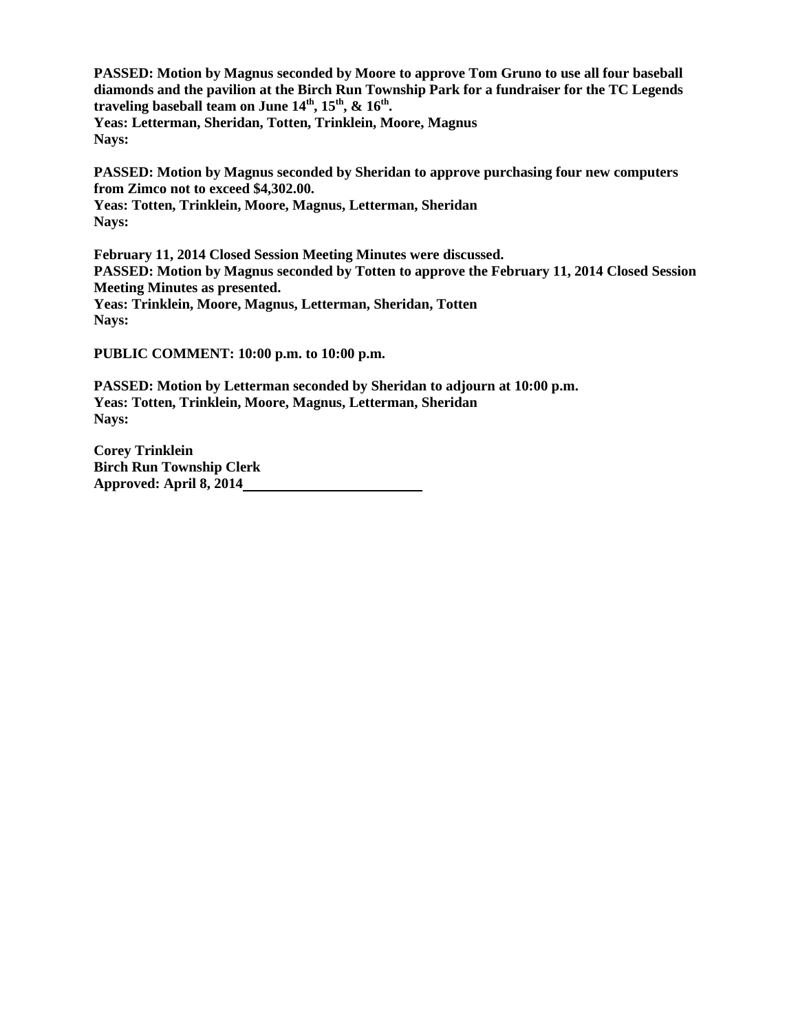**PASSED: Motion by Magnus seconded by Moore to approve Tom Gruno to use all four baseball diamonds and the pavilion at the Birch Run Township Park for a fundraiser for the TC Legends traveling baseball team on June 14th, 15th, & 16th.**
**Yeas: Letterman, Sheridan, Totten, Trinklein, Moore, Magnus**
**Nays:**

**PASSED: Motion by Magnus seconded by Sheridan to approve purchasing four new computers from Zimco not to exceed $4,302.00.**
**Yeas: Totten, Trinklein, Moore, Magnus, Letterman, Sheridan**
**Nays:**

**February 11, 2014 Closed Session Meeting Minutes were discussed.**
**PASSED: Motion by Magnus seconded by Totten to approve the February 11, 2014 Closed Session Meeting Minutes as presented.**
**Yeas: Trinklein, Moore, Magnus, Letterman, Sheridan, Totten**
**Nays:**

**PUBLIC COMMENT: 10:00 p.m. to 10:00 p.m.**

**PASSED: Motion by Letterman seconded by Sheridan to adjourn at 10:00 p.m.**
**Yeas: Totten, Trinklein, Moore, Magnus, Letterman, Sheridan**
**Nays:**

**Corey Trinklein**
**Birch Run Township Clerk**
**Approved: April 8, 2014________________________**